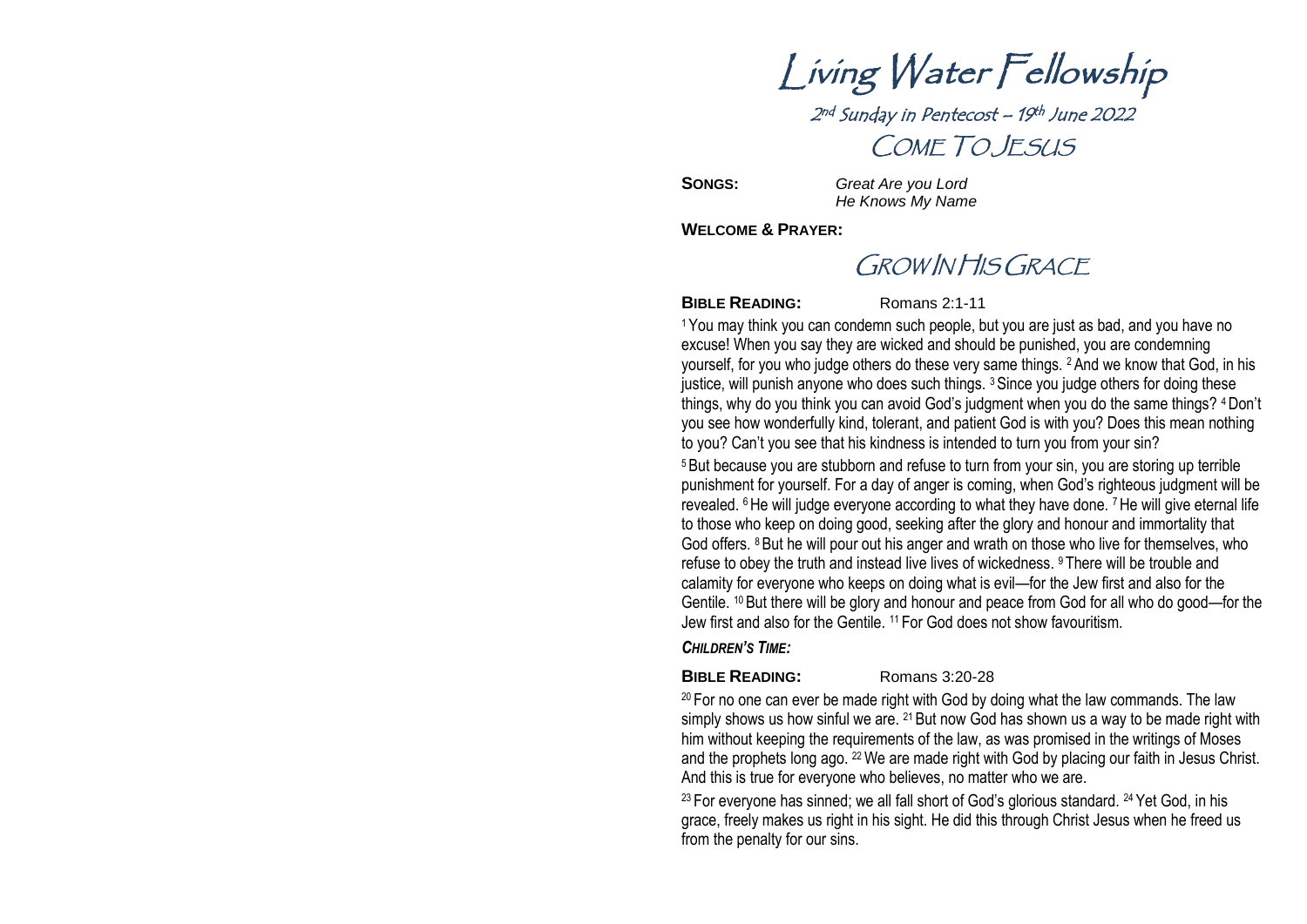# Living Water Fellowship

## 2nd Sunday in Pentecost – 19th June 2022

## COME TO JESUS

**SONGS:** *Great Are you Lord*
*He Knows My Name*

**WELCOME & PRAYER:**

## GROW IN HIS GRACE

**BIBLE READING:** Romans 2:1-11

[1] You may think you can condemn such people, but you are just as bad, and you have no excuse! When you say they are wicked and should be punished, you are condemning yourself, for you who judge others do these very same things. [2] And we know that God, in his justice, will punish anyone who does such things. [3] Since you judge others for doing these things, why do you think you can avoid God's judgment when you do the same things? [4] Don't you see how wonderfully kind, tolerant, and patient God is with you? Does this mean nothing to you? Can't you see that his kindness is intended to turn you from your sin?

[5] But because you are stubborn and refuse to turn from your sin, you are storing up terrible punishment for yourself. For a day of anger is coming, when God's righteous judgment will be revealed. [6] He will judge everyone according to what they have done. [7] He will give eternal life to those who keep on doing good, seeking after the glory and honour and immortality that God offers. [8] But he will pour out his anger and wrath on those who live for themselves, who refuse to obey the truth and instead live lives of wickedness. [9] There will be trouble and calamity for everyone who keeps on doing what is evil—for the Jew first and also for the Gentile. [10] But there will be glory and honour and peace from God for all who do good—for the Jew first and also for the Gentile. [11] For God does not show favouritism.

***CHILDREN'S TIME:***

**BIBLE READING:** Romans 3:20-28

[20] For no one can ever be made right with God by doing what the law commands. The law simply shows us how sinful we are. [21] But now God has shown us a way to be made right with him without keeping the requirements of the law, as was promised in the writings of Moses and the prophets long ago. [22] We are made right with God by placing our faith in Jesus Christ. And this is true for everyone who believes, no matter who we are.

[23] For everyone has sinned; we all fall short of God's glorious standard. [24] Yet God, in his grace, freely makes us right in his sight. He did this through Christ Jesus when he freed us from the penalty for our sins.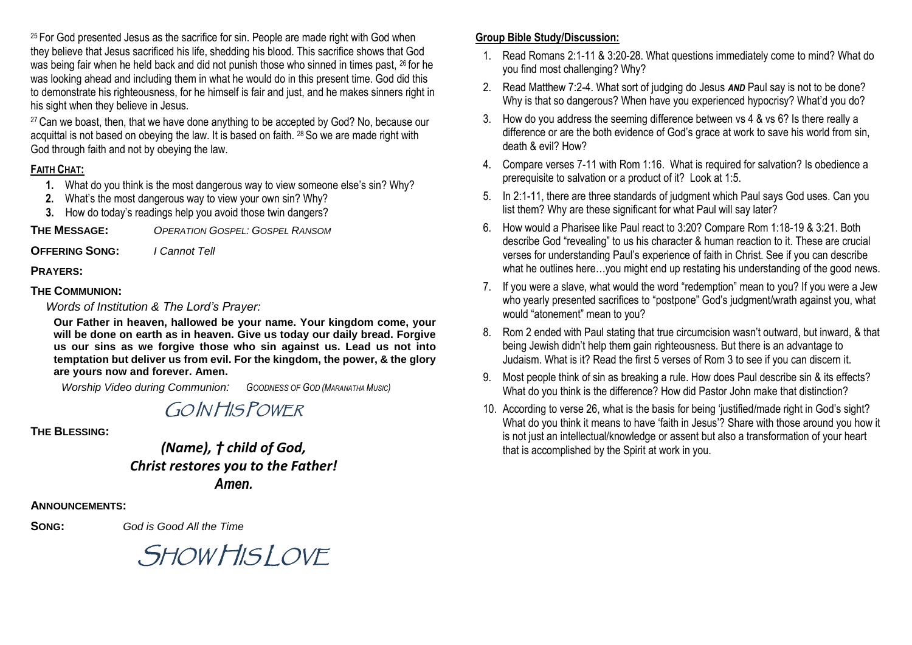[25] For God presented Jesus as the sacrifice for sin. People are made right with God when they believe that Jesus sacrificed his life, shedding his blood. This sacrifice shows that God was being fair when he held back and did not punish those who sinned in times past, [26] for he was looking ahead and including them in what he would do in this present time. God did this to demonstrate his righteousness, for he himself is fair and just, and he makes sinners right in his sight when they believe in Jesus.

[27] Can we boast, then, that we have done anything to be accepted by God? No, because our acquittal is not based on obeying the law. It is based on faith. [28] So we are made right with God through faith and not by obeying the law.

**FAITH CHAT:**

1. What do you think is the most dangerous way to view someone else's sin? Why?
2. What's the most dangerous way to view your own sin? Why?
3. How do today's readings help you avoid those twin dangers?

**THE MESSAGE:** *OPERATION GOSPEL: GOSPEL RANSOM*

**OFFERING SONG:** *I Cannot Tell*

**PRAYERS:**

**THE COMMUNION:**

*Words of Institution & The Lord's Prayer:*

**Our Father in heaven, hallowed be your name. Your kingdom come, your will be done on earth as in heaven. Give us today our daily bread. Forgive us our sins as we forgive those who sin against us. Lead us not into temptation but deliver us from evil. For the kingdom, the power, & the glory are yours now and forever. Amen.**

*Worship Video during Communion:* *GOODNESS OF GOD (MARANATHA MUSIC)*

## GO IN HIS POWER

**THE BLESSING:**

***(Name), † child of God,***
***Christ restores you to the Father!***
***Amen.***

**ANNOUNCEMENTS:**

**SONG:** *God is Good All the Time*

## SHOW HIS LOVE

**Group Bible Study/Discussion:**

1. Read Romans 2:1-11 & 3:20-28. What questions immediately come to mind? What do you find most challenging? Why?
2. Read Matthew 7:2-4. What sort of judging do Jesus ***AND*** Paul say is not to be done? Why is that so dangerous? When have you experienced hypocrisy? What'd you do?
3. How do you address the seeming difference between vs 4 & vs 6? Is there really a difference or are the both evidence of God's grace at work to save his world from sin, death & evil? How?
4. Compare verses 7-11 with Rom 1:16. What is required for salvation? Is obedience a prerequisite to salvation or a product of it? Look at 1:5.
5. In 2:1-11, there are three standards of judgment which Paul says God uses. Can you list them? Why are these significant for what Paul will say later?
6. How would a Pharisee like Paul react to 3:20? Compare Rom 1:18-19 & 3:21. Both describe God "revealing" to us his character & human reaction to it. These are crucial verses for understanding Paul's experience of faith in Christ. See if you can describe what he outlines here…you might end up restating his understanding of the good news.
7. If you were a slave, what would the word "redemption" mean to you? If you were a Jew who yearly presented sacrifices to "postpone" God's judgment/wrath against you, what would "atonement" mean to you?
8. Rom 2 ended with Paul stating that true circumcision wasn't outward, but inward, & that being Jewish didn't help them gain righteousness. But there is an advantage to Judaism. What is it? Read the first 5 verses of Rom 3 to see if you can discern it.
9. Most people think of sin as breaking a rule. How does Paul describe sin & its effects? What do you think is the difference? How did Pastor John make that distinction?
10. According to verse 26, what is the basis for being 'justified/made right in God's sight? What do you think it means to have 'faith in Jesus'? Share with those around you how it is not just an intellectual/knowledge or assent but also a transformation of your heart that is accomplished by the Spirit at work in you.